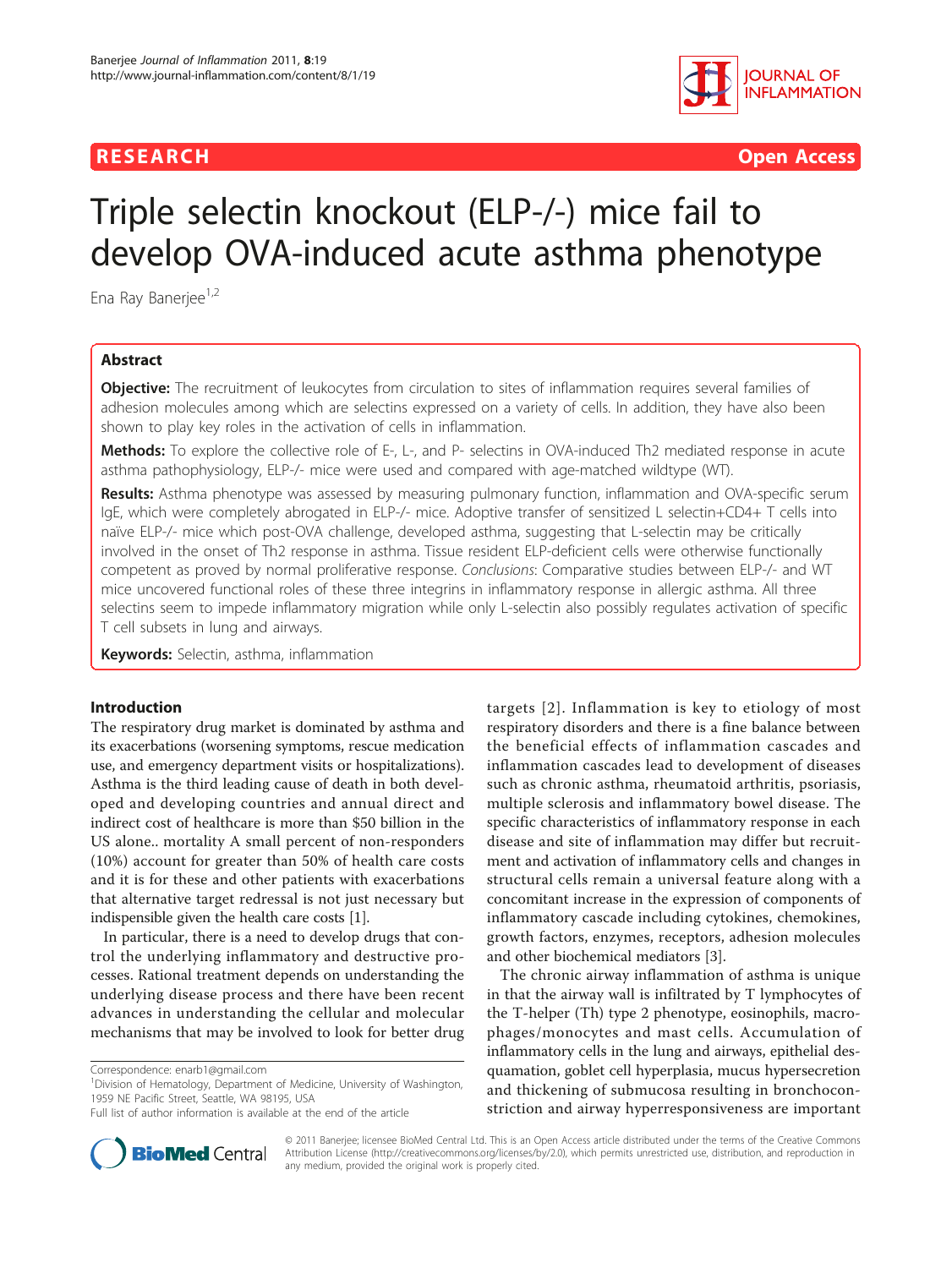**RESEARCH** **Open Access**

# Triple selectin knockout (ELP-/-) mice fail to develop OVA-induced acute asthma phenotype

Ena Ray Banerjee[1,2]

## Abstract

**Objective:** The recruitment of leukocytes from circulation to sites of inflammation requires several families of adhesion molecules among which are selectins expressed on a variety of cells. In addition, they have also been shown to play key roles in the activation of cells in inflammation.

**Methods:** To explore the collective role of E-, L-, and P- selectins in OVA-induced Th2 mediated response in acute asthma pathophysiology, ELP-/- mice were used and compared with age-matched wildtype (WT).

**Results:** Asthma phenotype was assessed by measuring pulmonary function, inflammation and OVA-specific serum IgE, which were completely abrogated in ELP-/- mice. Adoptive transfer of sensitized L selectin+CD4+ T cells into naïve ELP-/- mice which post-OVA challenge, developed asthma, suggesting that L-selectin may be critically involved in the onset of Th2 response in asthma. Tissue resident ELP-deficient cells were otherwise functionally competent as proved by normal proliferative response. *Conclusions*: Comparative studies between ELP-/- and WT mice uncovered functional roles of these three integrins in inflammatory response in allergic asthma. All three selectins seem to impede inflammatory migration while only L-selectin also possibly regulates activation of specific T cell subsets in lung and airways.

**Keywords:** Selectin, asthma, inflammation

## Introduction

The respiratory drug market is dominated by asthma and its exacerbations (worsening symptoms, rescue medication use, and emergency department visits or hospitalizations). Asthma is the third leading cause of death in both developed and developing countries and annual direct and indirect cost of healthcare is more than $50 billion in the US alone.. mortality A small percent of non-responders (10%) account for greater than 50% of health care costs and it is for these and other patients with exacerbations that alternative target redressal is not just necessary but indispensible given the health care costs [1].

In particular, there is a need to develop drugs that control the underlying inflammatory and destructive processes. Rational treatment depends on understanding the underlying disease process and there have been recent advances in understanding the cellular and molecular mechanisms that may be involved to look for better drug targets [2]. Inflammation is key to etiology of most respiratory disorders and there is a fine balance between the beneficial effects of inflammation cascades and inflammation cascades lead to development of diseases such as chronic asthma, rheumatoid arthritis, psoriasis, multiple sclerosis and inflammatory bowel disease. The specific characteristics of inflammatory response in each disease and site of inflammation may differ but recruitment and activation of inflammatory cells and changes in structural cells remain a universal feature along with a concomitant increase in the expression of components of inflammatory cascade including cytokines, chemokines, growth factors, enzymes, receptors, adhesion molecules and other biochemical mediators [3].

The chronic airway inflammation of asthma is unique in that the airway wall is infiltrated by T lymphocytes of the T-helper (Th) type 2 phenotype, eosinophils, macrophages/monocytes and mast cells. Accumulation of inflammatory cells in the lung and airways, epithelial desquamation, goblet cell hyperplasia, mucus hypersecretion and thickening of submucosa resulting in bronchoconstriction and airway hyperresponsiveness are important

Correspondence: enarb1@gmail.com

[1]Division of Hematology, Department of Medicine, University of Washington, 1959 NE Pacific Street, Seattle, WA 98195, USA

Full list of author information is available at the end of the article

© 2011 Banerjee; licensee BioMed Central Ltd. This is an Open Access article distributed under the terms of the Creative Commons Attribution License (http://creativecommons.org/licenses/by/2.0), which permits unrestricted use, distribution, and reproduction in any medium, provided the original work is properly cited.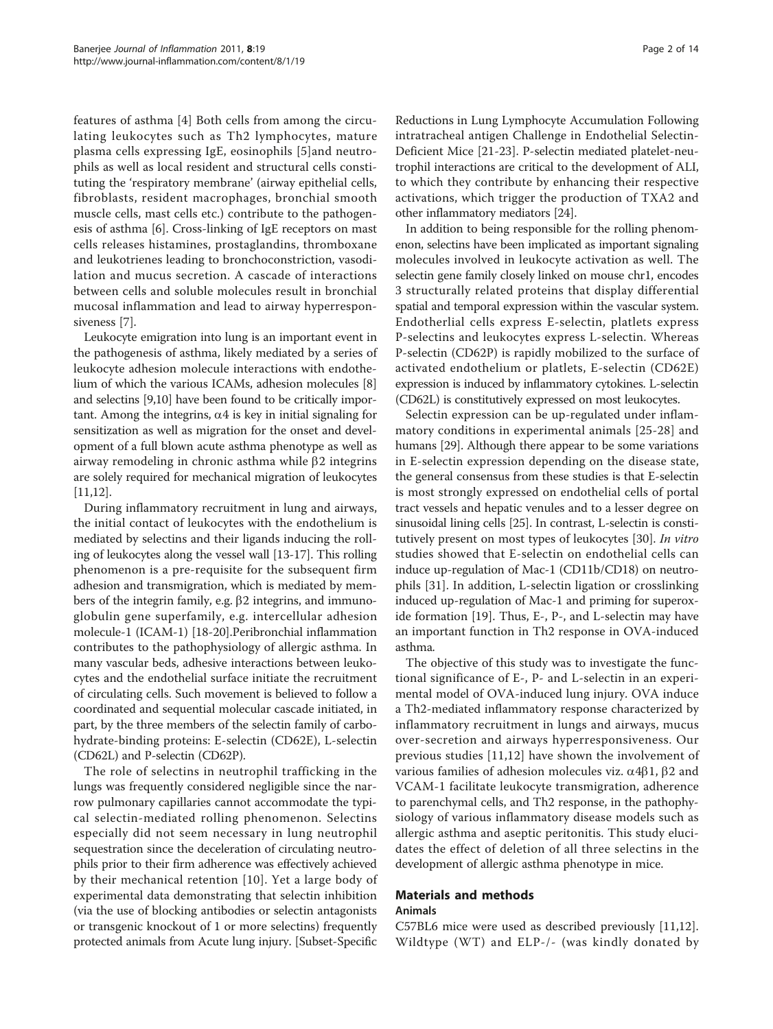features of asthma [4] Both cells from among the circulating leukocytes such as Th2 lymphocytes, mature plasma cells expressing IgE, eosinophils [5]and neutrophils as well as local resident and structural cells constituting the 'respiratory membrane' (airway epithelial cells, fibroblasts, resident macrophages, bronchial smooth muscle cells, mast cells etc.) contribute to the pathogenesis of asthma [6]. Cross-linking of IgE receptors on mast cells releases histamines, prostaglandins, thromboxane and leukotrienes leading to bronchoconstriction, vasodilation and mucus secretion. A cascade of interactions between cells and soluble molecules result in bronchial mucosal inflammation and lead to airway hyperresponsiveness [7].

Leukocyte emigration into lung is an important event in the pathogenesis of asthma, likely mediated by a series of leukocyte adhesion molecule interactions with endothelium of which the various ICAMs, adhesion molecules [8] and selectins [9,10] have been found to be critically important. Among the integrins, $\alpha4$ is key in initial signaling for sensitization as well as migration for the onset and development of a full blown acute asthma phenotype as well as airway remodeling in chronic asthma while $\beta2$ integrins are solely required for mechanical migration of leukocytes [11,12].

During inflammatory recruitment in lung and airways, the initial contact of leukocytes with the endothelium is mediated by selectins and their ligands inducing the rolling of leukocytes along the vessel wall [13-17]. This rolling phenomenon is a pre-requisite for the subsequent firm adhesion and transmigration, which is mediated by members of the integrin family, e.g. $\beta2$ integrins, and immunoglobulin gene superfamily, e.g. intercellular adhesion molecule-1 (ICAM-1) [18-20].Peribronchial inflammation contributes to the pathophysiology of allergic asthma. In many vascular beds, adhesive interactions between leukocytes and the endothelial surface initiate the recruitment of circulating cells. Such movement is believed to follow a coordinated and sequential molecular cascade initiated, in part, by the three members of the selectin family of carbohydrate-binding proteins: E-selectin (CD62E), L-selectin (CD62L) and P-selectin (CD62P).

The role of selectins in neutrophil trafficking in the lungs was frequently considered negligible since the narrow pulmonary capillaries cannot accommodate the typical selectin-mediated rolling phenomenon. Selectins especially did not seem necessary in lung neutrophil sequestration since the deceleration of circulating neutrophils prior to their firm adherence was effectively achieved by their mechanical retention [10]. Yet a large body of experimental data demonstrating that selectin inhibition (via the use of blocking antibodies or selectin antagonists or transgenic knockout of 1 or more selectins) frequently protected animals from Acute lung injury. [Subset-Specific Reductions in Lung Lymphocyte Accumulation Following intratracheal antigen Challenge in Endothelial Selectin-Deficient Mice [21-23]. P-selectin mediated platelet-neutrophil interactions are critical to the development of ALI, to which they contribute by enhancing their respective activations, which trigger the production of TXA2 and other inflammatory mediators [24].

In addition to being responsible for the rolling phenomenon, selectins have been implicated as important signaling molecules involved in leukocyte activation as well. The selectin gene family closely linked on mouse chr1, encodes 3 structurally related proteins that display differential spatial and temporal expression within the vascular system. Endotherlial cells express E-selectin, platlets express P-selectins and leukocytes express L-selectin. Whereas P-selectin (CD62P) is rapidly mobilized to the surface of activated endothelium or platelets, E-selectin (CD62E) expression is induced by inflammatory cytokines. L-selectin (CD62L) is constitutively expressed on most leukocytes.

Selectin expression can be up-regulated under inflammatory conditions in experimental animals [25-28] and humans [29]. Although there appear to be some variations in E-selectin expression depending on the disease state, the general consensus from these studies is that E-selectin is most strongly expressed on endothelial cells of portal tract vessels and hepatic venules and to a lesser degree on sinusoidal lining cells [25]. In contrast, L-selectin is constitutively present on most types of leukocytes [30]. *In vitro* studies showed that E-selectin on endothelial cells can induce up-regulation of Mac-1 (CD11b/CD18) on neutrophils [31]. In addition, L-selectin ligation or crosslinking induced up-regulation of Mac-1 and priming for superoxide formation [19]. Thus, E-, P-, and L-selectin may have an important function in Th2 response in OVA-induced asthma.

The objective of this study was to investigate the functional significance of E-, P- and L-selectin in an experimental model of OVA-induced lung injury. OVA induce a Th2-mediated inflammatory response characterized by inflammatory recruitment in lungs and airways, mucus over-secretion and airways hyperresponsiveness. Our previous studies [11,12] have shown the involvement of various families of adhesion molecules viz. $\alpha4\beta1$, $\beta2$ and VCAM-1 facilitate leukocyte transmigration, adherence to parenchymal cells, and Th2 response, in the pathophysiology of various inflammatory disease models such as allergic asthma and aseptic peritonitis. This study elucidates the effect of deletion of all three selectins in the development of allergic asthma phenotype in mice.

## Materials and methods

### Animals

C57BL6 mice were used as described previously [11,12]. Wildtype (WT) and ELP-/- (was kindly donated by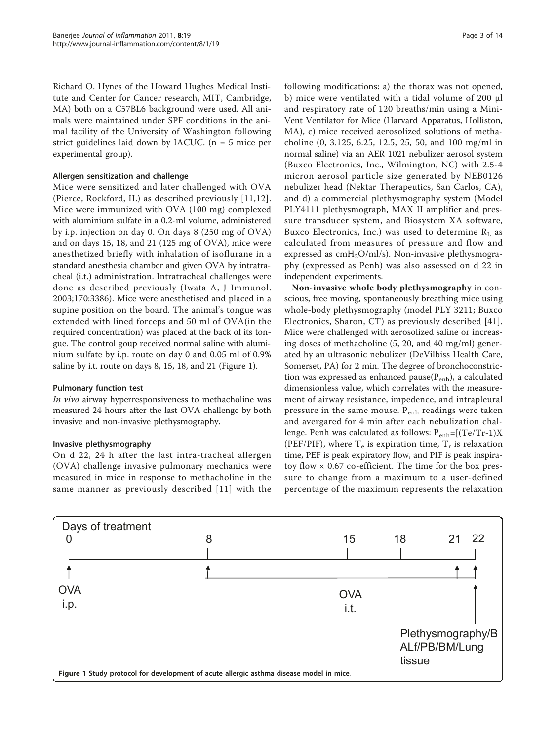Richard O. Hynes of the Howard Hughes Medical Institute and Center for Cancer research, MIT, Cambridge, MA) both on a C57BL6 background were used. All animals were maintained under SPF conditions in the animal facility of the University of Washington following strict guidelines laid down by IACUC. (n = 5 mice per experimental group).

#### Allergen sensitization and challenge

Mice were sensitized and later challenged with OVA (Pierce, Rockford, IL) as described previously [11,12]. Mice were immunized with OVA (100 mg) complexed with aluminium sulfate in a 0.2-ml volume, administered by i.p. injection on day 0. On days 8 (250 mg of OVA) and on days 15, 18, and 21 (125 mg of OVA), mice were anesthetized briefly with inhalation of isoflurane in a standard anesthesia chamber and given OVA by intratracheal (i.t.) administration. Intratracheal challenges were done as described previously (Iwata A, J Immunol. 2003;170:3386). Mice were anesthetised and placed in a supine position on the board. The animal's tongue was extended with lined forceps and 50 ml of OVA(in the required concentration) was placed at the back of its tongue. The control goup received normal saline with aluminium sulfate by i.p. route on day 0 and 0.05 ml of 0.9% saline by i.t. route on days 8, 15, 18, and 21 (Figure 1).

#### Pulmonary function test

*In vivo* airway hyperresponsiveness to methacholine was measured 24 hours after the last OVA challenge by both invasive and non-invasive plethysmography.

#### Invasive plethysmography

On d 22, 24 h after the last intra-tracheal allergen (OVA) challenge invasive pulmonary mechanics were measured in mice in response to methacholine in the same manner as previously described [11] with the following modifications: a) the thorax was not opened, b) mice were ventilated with a tidal volume of 200 μl and respiratory rate of 120 breaths/min using a Mini-Vent Ventilator for Mice (Harvard Apparatus, Holliston, MA), c) mice received aerosolized solutions of methacholine (0, 3.125, 6.25, 12.5, 25, 50, and 100 mg/ml in normal saline) via an AER 1021 nebulizer aerosol system (Buxco Electronics, Inc., Wilmington, NC) with 2.5-4 micron aerosol particle size generated by NEB0126 nebulizer head (Nektar Therapeutics, San Carlos, CA), and d) a commercial plethysmography system (Model PLY4111 plethysmograph, MAX II amplifier and pressure transducer system, and Biosystem XA software, Buxco Electronics, Inc.) was used to determine $R_L$ as calculated from measures of pressure and flow and expressed as $cmH_2O/ml/s$). Non-invasive plethysmography (expressed as Penh) was also assessed on d 22 in independent experiments.

**Non-invasive whole body plethysmography** in conscious, free moving, spontaneously breathing mice using whole-body plethysmography (model PLY 3211; Buxco Electronics, Sharon, CT) as previously described [41]. Mice were challenged with aerosolized saline or increasing doses of methacholine (5, 20, and 40 mg/ml) generated by an ultrasonic nebulizer (DeVilbiss Health Care, Somerset, PA) for 2 min. The degree of bronchoconstriction was expressed as enhanced pause($P_{enh}$), a calculated dimensionless value, which correlates with the measurement of airway resistance, impedence, and intrapleural pressure in the same mouse. $P_{enh}$ readings were taken and avergared for 4 min after each nebulization challenge. Penh was calculated as follows: $P_{enh}=[(Te/Tr-1)X$ (PEF/PIF), where $T_e$ is expiration time, $T_r$ is relaxation time, PEF is peak expiratory flow, and PIF is peak inspiratoy flow × 0.67 co-efficient. The time for the box pressure to change from a maximum to a user-defined percentage of the maximum represents the relaxation

**Figure 1** Study protocol for development of acute allergic asthma disease model in mice.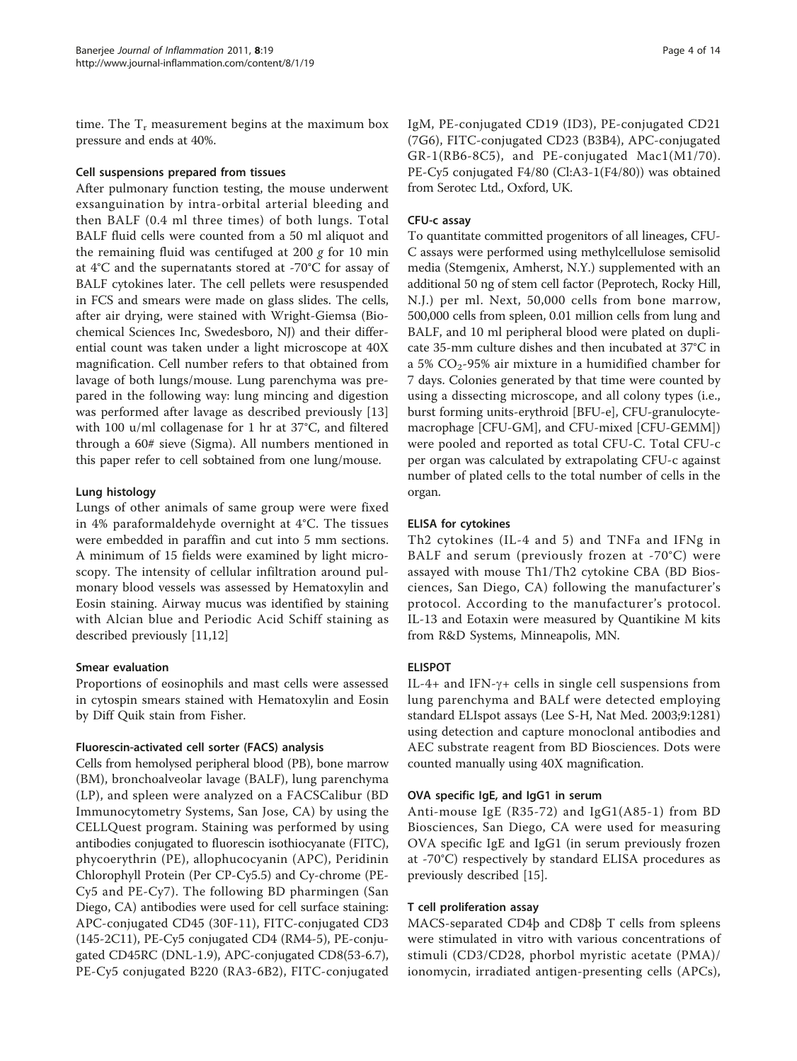time. The $T_r$ measurement begins at the maximum box pressure and ends at 40%.

### Cell suspensions prepared from tissues

After pulmonary function testing, the mouse underwent exsanguination by intra-orbital arterial bleeding and then BALF (0.4 ml three times) of both lungs. Total BALF fluid cells were counted from a 50 ml aliquot and the remaining fluid was centifuged at 200 *g* for 10 min at 4°C and the supernatants stored at -70°C for assay of BALF cytokines later. The cell pellets were resuspended in FCS and smears were made on glass slides. The cells, after air drying, were stained with Wright-Giemsa (Biochemical Sciences Inc, Swedesboro, NJ) and their differential count was taken under a light microscope at 40X magnification. Cell number refers to that obtained from lavage of both lungs/mouse. Lung parenchyma was prepared in the following way: lung mincing and digestion was performed after lavage as described previously [13] with 100 u/ml collagenase for 1 hr at 37°C, and filtered through a 60# sieve (Sigma). All numbers mentioned in this paper refer to cell sobtained from one lung/mouse.

### Lung histology

Lungs of other animals of same group were were fixed in 4% paraformaldehyde overnight at 4°C. The tissues were embedded in paraffin and cut into 5 mm sections. A minimum of 15 fields were examined by light microscopy. The intensity of cellular infiltration around pulmonary blood vessels was assessed by Hematoxylin and Eosin staining. Airway mucus was identified by staining with Alcian blue and Periodic Acid Schiff staining as described previously [11,12]

### Smear evaluation

Proportions of eosinophils and mast cells were assessed in cytospin smears stained with Hematoxylin and Eosin by Diff Quik stain from Fisher.

### Fluorescin-activated cell sorter (FACS) analysis

Cells from hemolysed peripheral blood (PB), bone marrow (BM), bronchoalveolar lavage (BALF), lung parenchyma (LP), and spleen were analyzed on a FACSCalibur (BD Immunocytometry Systems, San Jose, CA) by using the CELLQuest program. Staining was performed by using antibodies conjugated to fluorescin isothiocyanate (FITC), phycoerythrin (PE), allophucocyanin (APC), Peridinin Chlorophyll Protein (Per CP-Cy5.5) and Cy-chrome (PE-Cy5 and PE-Cy7). The following BD pharmingen (San Diego, CA) antibodies were used for cell surface staining: APC-conjugated CD45 (30F-11), FITC-conjugated CD3 (145-2C11), PE-Cy5 conjugated CD4 (RM4-5), PE-conjugated CD45RC (DNL-1.9), APC-conjugated CD8(53-6.7), PE-Cy5 conjugated B220 (RA3-6B2), FITC-conjugated IgM, PE-conjugated CD19 (ID3), PE-conjugated CD21 (7G6), FITC-conjugated CD23 (B3B4), APC-conjugated GR-1(RB6-8C5), and PE-conjugated Mac1(M1/70). PE-Cy5 conjugated F4/80 (Cl:A3-1(F4/80)) was obtained from Serotec Ltd., Oxford, UK.

### CFU-c assay

To quantitate committed progenitors of all lineages, CFU-C assays were performed using methylcellulose semisolid media (Stemgenix, Amherst, N.Y.) supplemented with an additional 50 ng of stem cell factor (Peprotech, Rocky Hill, N.J.) per ml. Next, 50,000 cells from bone marrow, 500,000 cells from spleen, 0.01 million cells from lung and BALF, and 10 ml peripheral blood were plated on duplicate 35-mm culture dishes and then incubated at 37°C in a 5% $CO_2$-95% air mixture in a humidified chamber for 7 days. Colonies generated by that time were counted by using a dissecting microscope, and all colony types (i.e., burst forming units-erythroid [BFU-e], CFU-granulocyte-macrophage [CFU-GM], and CFU-mixed [CFU-GEMM]) were pooled and reported as total CFU-C. Total CFU-c per organ was calculated by extrapolating CFU-c against number of plated cells to the total number of cells in the organ.

### ELISA for cytokines

Th2 cytokines (IL-4 and 5) and TNFa and IFNg in BALF and serum (previously frozen at -70°C) were assayed with mouse Th1/Th2 cytokine CBA (BD Biosciences, San Diego, CA) following the manufacturer's protocol. According to the manufacturer's protocol. IL-13 and Eotaxin were measured by Quantikine M kits from R&D Systems, Minneapolis, MN.

### ELISPOT

IL-4+ and IFN-γ+ cells in single cell suspensions from lung parenchyma and BALf were detected employing standard ELIspot assays (Lee S-H, Nat Med. 2003;9:1281) using detection and capture monoclonal antibodies and AEC substrate reagent from BD Biosciences. Dots were counted manually using 40X magnification.

### OVA specific IgE, and IgG1 in serum

Anti-mouse IgE (R35-72) and IgG1(A85-1) from BD Biosciences, San Diego, CA were used for measuring OVA specific IgE and IgG1 (in serum previously frozen at -70°C) respectively by standard ELISA procedures as previously described [15].

### T cell proliferation assay

MACS-separated CD4þ and CD8þ T cells from spleens were stimulated in vitro with various concentrations of stimuli (CD3/CD28, phorbol myristic acetate (PMA)/ionomycin, irradiated antigen-presenting cells (APCs),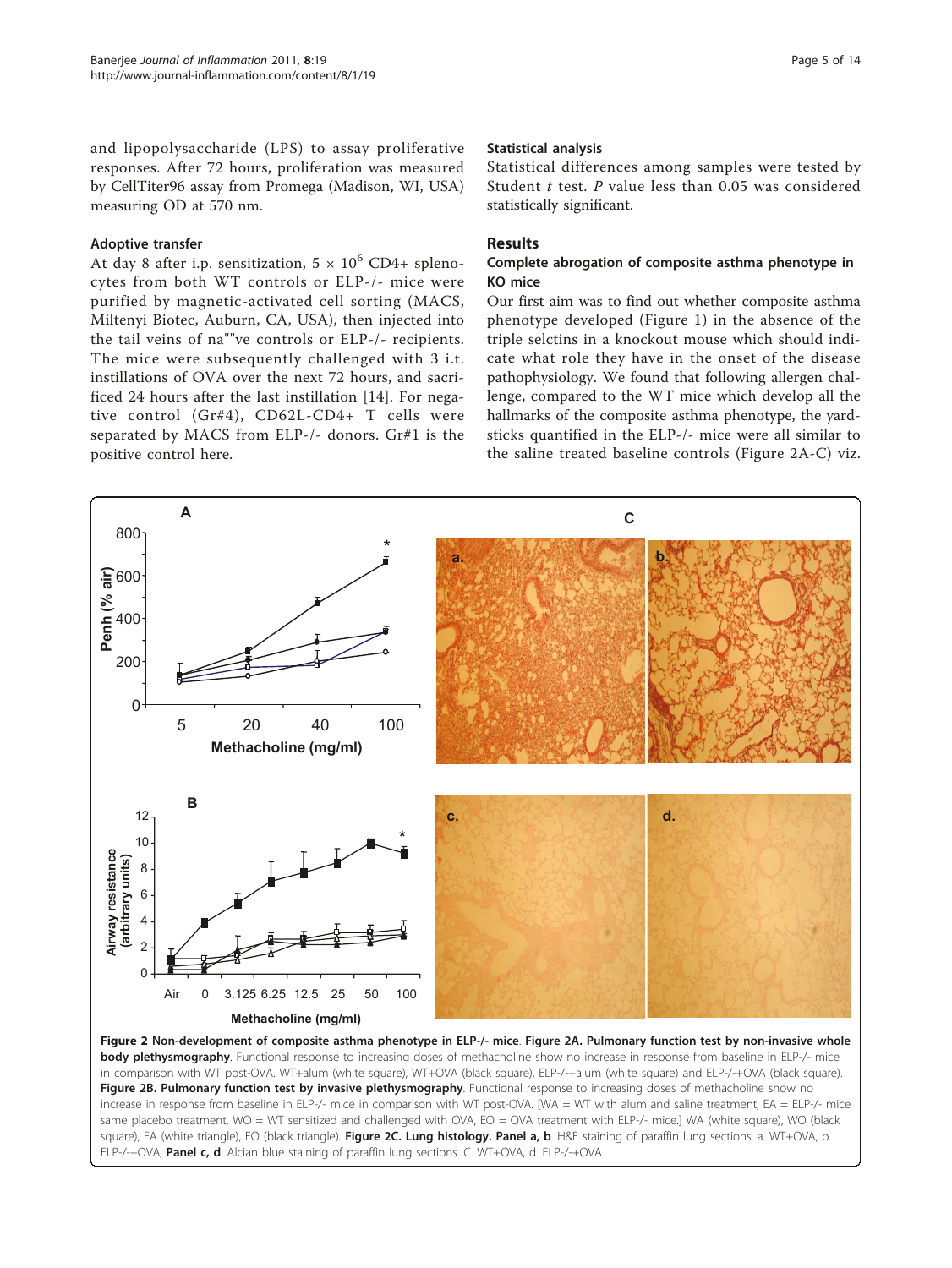and lipopolysaccharide (LPS) to assay proliferative responses. After 72 hours, proliferation was measured by CellTiter96 assay from Promega (Madison, WI, USA) measuring OD at 570 nm.

### Adoptive transfer

At day 8 after i.p. sensitization, $5 \times 10^6$ CD4+ splenocytes from both WT controls or ELP-/- mice were purified by magnetic-activated cell sorting (MACS, Miltenyi Biotec, Auburn, CA, USA), then injected into the tail veins of na""ve controls or ELP-/- recipients. The mice were subsequently challenged with 3 i.t. instillations of OVA over the next 72 hours, and sacrificed 24 hours after the last instillation [14]. For negative control (Gr#4), CD62L-CD4+ T cells were separated by MACS from ELP-/- donors. Gr#1 is the positive control here.

### Statistical analysis

Statistical differences among samples were tested by Student *t* test. *P* value less than 0.05 was considered statistically significant.

## Results

### Complete abrogation of composite asthma phenotype in KO mice

Our first aim was to find out whether composite asthma phenotype developed (Figure 1) in the absence of the triple selctins in a knockout mouse which should indicate what role they have in the onset of the disease pathophysiology. We found that following allergen challenge, compared to the WT mice which develop all the hallmarks of the composite asthma phenotype, the yardsticks quantified in the ELP-/- mice were all similar to the saline treated baseline controls (Figure 2A-C) viz.

**Figure 2 Non-development of composite asthma phenotype in ELP-/- mice**. **Figure 2A. Pulmonary function test by non-invasive whole body plethysmography**. Functional response to increasing doses of methacholine show no increase in response from baseline in ELP-/- mice in comparison with WT post-OVA. WT+alum (white square), WT+OVA (black square), ELP-/-+alum (white square) and ELP-/-+OVA (black square). **Figure 2B. Pulmonary function test by invasive plethysmography**. Functional response to increasing doses of methacholine show no increase in response from baseline in ELP-/- mice in comparison with WT post-OVA. [WA = WT with alum and saline treatment, EA = ELP-/- mice same placebo treatment, WO = WT sensitized and challenged with OVA, EO = OVA treatment with ELP-/- mice.] WA (white square), WO (black square), EA (white triangle), EO (black triangle). **Figure 2C. Lung histology. Panel a, b**. H&E staining of paraffin lung sections. a. WT+OVA, b. ELP-/-+OVA; **Panel c, d**. Alcian blue staining of paraffin lung sections. C. WT+OVA, d. ELP-/-+OVA.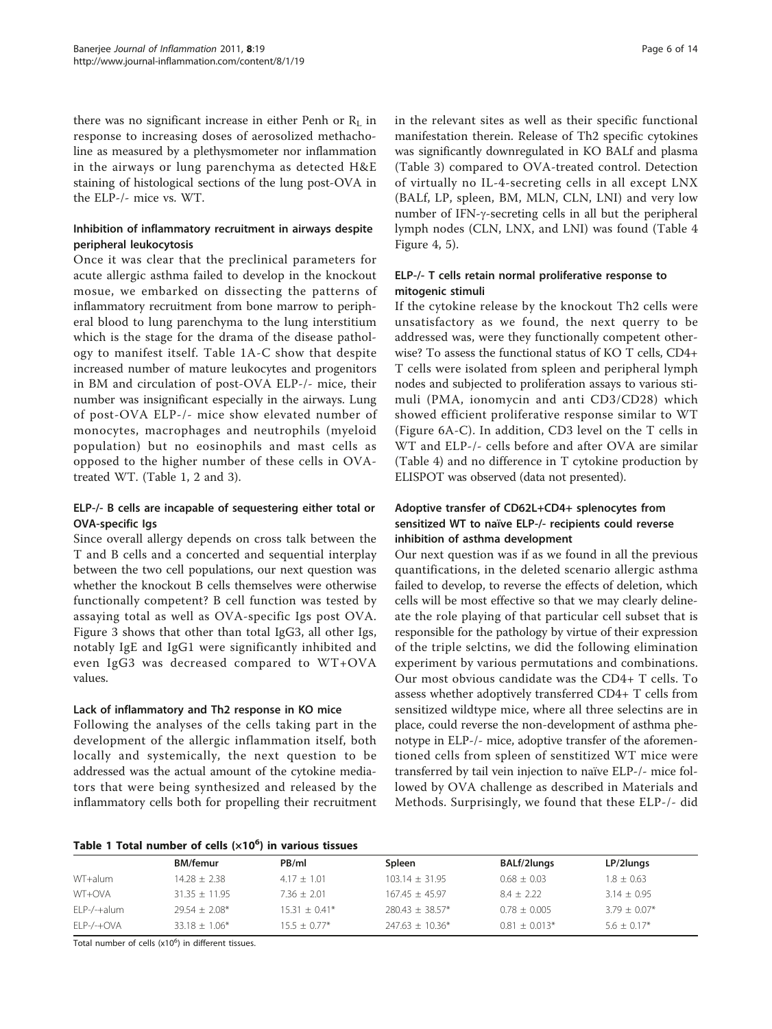there was no significant increase in either Penh or $R_L$ in response to increasing doses of aerosolized methacholine as measured by a plethysmometer nor inflammation in the airways or lung parenchyma as detected H&E staining of histological sections of the lung post-OVA in the ELP-/- mice vs. WT.

### Inhibition of inflammatory recruitment in airways despite peripheral leukocytosis

Once it was clear that the preclinical parameters for acute allergic asthma failed to develop in the knockout mosue, we embarked on dissecting the patterns of inflammatory recruitment from bone marrow to peripheral blood to lung parenchyma to the lung interstitium which is the stage for the drama of the disease pathology to manifest itself. Table 1A-C show that despite increased number of mature leukocytes and progenitors in BM and circulation of post-OVA ELP-/- mice, their number was insignificant especially in the airways. Lung of post-OVA ELP-/- mice show elevated number of monocytes, macrophages and neutrophils (myeloid population) but no eosinophils and mast cells as opposed to the higher number of these cells in OVA-treated WT. (Table 1, 2 and 3).

### ELP-/- B cells are incapable of sequestering either total or OVA-specific Igs

Since overall allergy depends on cross talk between the T and B cells and a concerted and sequential interplay between the two cell populations, our next question was whether the knockout B cells themselves were otherwise functionally competent? B cell function was tested by assaying total as well as OVA-specific Igs post OVA. Figure 3 shows that other than total IgG3, all other Igs, notably IgE and IgG1 were significantly inhibited and even IgG3 was decreased compared to WT+OVA values.

### Lack of inflammatory and Th2 response in KO mice

Following the analyses of the cells taking part in the development of the allergic inflammation itself, both locally and systemically, the next question to be addressed was the actual amount of the cytokine mediators that were being synthesized and released by the inflammatory cells both for propelling their recruitment in the relevant sites as well as their specific functional manifestation therein. Release of Th2 specific cytokines was significantly downregulated in KO BALf and plasma (Table 3) compared to OVA-treated control. Detection of virtually no IL-4-secreting cells in all except LNX (BALf, LP, spleen, BM, MLN, CLN, LNI) and very low number of IFN-γ-secreting cells in all but the peripheral lymph nodes (CLN, LNX, and LNI) was found (Table 4 Figure 4, 5).

### ELP-/- T cells retain normal proliferative response to mitogenic stimuli

If the cytokine release by the knockout Th2 cells were unsatisfactory as we found, the next querry to be addressed was, were they functionally competent otherwise? To assess the functional status of KO T cells, CD4+ T cells were isolated from spleen and peripheral lymph nodes and subjected to proliferation assays to various stimuli (PMA, ionomycin and anti CD3/CD28) which showed efficient proliferative response similar to WT (Figure 6A-C). In addition, CD3 level on the T cells in WT and ELP-/- cells before and after OVA are similar (Table 4) and no difference in T cytokine production by ELISPOT was observed (data not presented).

### Adoptive transfer of CD62L+CD4+ splenocytes from sensitized WT to naïve ELP-/- recipients could reverse inhibition of asthma development

Our next question was if as we found in all the previous quantifications, in the deleted scenario allergic asthma failed to develop, to reverse the effects of deletion, which cells will be most effective so that we may clearly delineate the role playing of that particular cell subset that is responsible for the pathology by virtue of their expression of the triple selctins, we did the following elimination experiment by various permutations and combinations. Our most obvious candidate was the CD4+ T cells. To assess whether adoptively transferred CD4+ T cells from sensitized wildtype mice, where all three selectins are in place, could reverse the non-development of asthma phenotype in ELP-/- mice, adoptive transfer of the aforementioned cells from spleen of senstitized WT mice were transferred by tail vein injection to naïve ELP-/- mice followed by OVA challenge as described in Materials and Methods. Surprisingly, we found that these ELP-/- did

**Table 1 Total number of cells ($\times 10^6$) in various tissues**

| | BM/femur | PB/ml | Spleen | BALf/2lungs | LP/2lungs |
|---|---|---|---|---|---|
| WT+alum | 14.28 ± 2.38 | 4.17 ± 1.01 | 103.14 ± 31.95 | 0.68 ± 0.03 | 1.8 ± 0.63 |
| WT+OVA | 31.35 ± 11.95 | 7.36 ± 2.01 | 167.45 ± 45.97 | 8.4 ± 2.22 | 3.14 ± 0.95 |
| ELP-/-+alum | 29.54 ± 2.08* | 15.31 ± 0.41* | 280.43 ± 38.57* | 0.78 ± 0.005 | 3.79 ± 0.07* |
| ELP-/-+OVA | 33.18 ± 1.06* | 15.5 ± 0.77* | 247.63 ± 10.36* | 0.81 ± 0.013* | 5.6 ± 0.17* |

Total number of cells ($\times 10^6$) in different tissues.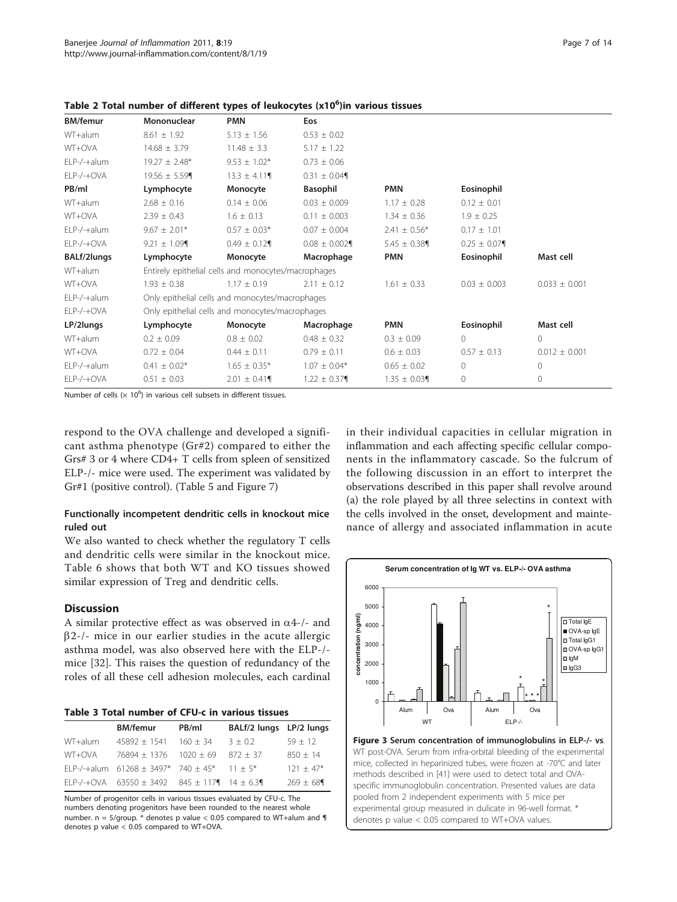**Table 2 Total number of different types of leukocytes ($x10^6$)in various tissues**

| BM/femur | Mononuclear | PMN | Eos | | | |
|---|---|---|---|---|---|---|
| WT+alum | 8.61 ± 1.92 | 5.13 ± 1.56 | 0.53 ± 0.02 | | | |
| WT+OVA | 14.68 ± 3.79 | 11.48 ± 3.3 | 5.17 ± 1.22 | | | |
| ELP-/-+alum | 19.27 ± 2.48* | 9.53 ± 1.02* | 0.73 ± 0.06 | | | |
| ELP-/-+OVA | 19.56 ± 5.59¶ | 13.3 ± 4.11¶ | 0.31 ± 0.04¶ | | | |
| **PB/ml** | **Lymphocyte** | **Monocyte** | **Basophil** | **PMN** | **Eosinophil** | |
| WT+alum | 2.68 ± 0.16 | 0.14 ± 0.06 | 0.03 ± 0.009 | 1.17 ± 0.28 | 0.12 ± 0.01 | |
| WT+OVA | 2.39 ± 0.43 | 1.6 ± 0.13 | 0.11 ± 0.003 | 1.34 ± 0.36 | 1.9 ± 0.25 | |
| ELP-/-+alum | 9.67 ± 2.01* | 0.57 ± 0.03* | 0.07 ± 0.004 | 2.41 ± 0.56* | 0.17 ± 1.01 | |
| ELP-/-+OVA | 9.21 ± 1.09¶ | 0.49 ± 0.12¶ | 0.08 ± 0.002¶ | 5.45 ± 0.38¶ | 0.25 ± 0.07¶ | |
| **BALf/2lungs** | **Lymphocyte** | **Monocyte** | **Macrophage** | **PMN** | **Eosinophil** | **Mast cell** |
| WT+alum | Entirely epithelial cells and monocytes/macrophages | | | | | |
| WT+OVA | 1.93 ± 0.38 | 1.17 ± 0.19 | 2.11 ± 0.12 | 1.61 ± 0.33 | 0.03 ± 0.003 | 0.033 ± 0.001 |
| ELP-/-+alum | Only epithelial cells and monocytes/macrophages | | | | | |
| ELP-/-+OVA | Only epithelial cells and monocytes/macrophages | | | | | |
| **LP/2lungs** | **Lymphocyte** | **Monocyte** | **Macrophage** | **PMN** | **Eosinophil** | **Mast cell** |
| WT+alum | 0.2 ± 0.09 | 0.8 ± 0.02 | 0.48 ± 0.32 | 0.3 ± 0.09 | 0 | 0 |
| WT+OVA | 0.72 ± 0.04 | 0.44 ± 0.11 | 0.79 ± 0.11 | 0.6 ± 0.03 | 0.57 ± 0.13 | 0.012 ± 0.001 |
| ELP-/-+alum | 0.41 ± 0.02* | 1.65 ± 0.35* | 1.07 ± 0.04* | 0.65 ± 0.02 | 0 | 0 |
| ELP-/-+OVA | 0.51 ± 0.03 | 2.01 ± 0.41¶ | 1.22 ± 0.37¶ | 1.35 ± 0.03¶ | 0 | 0 |

Number of cells ($\times 10^6$) in various cell subsets in different tissues.

respond to the OVA challenge and developed a significant asthma phenotype (Gr#2) compared to either the Grs# 3 or 4 where CD4+ T cells from spleen of sensitized ELP-/- mice were used. The experiment was validated by Gr#1 (positive control). (Table 5 and Figure 7)

### Functionally incompetent dendritic cells in knockout mice ruled out

We also wanted to check whether the regulatory T cells and dendritic cells were similar in the knockout mice. Table 6 shows that both WT and KO tissues showed similar expression of Treg and dendritic cells.

## Discussion

A similar protective effect as was observed in $\alpha$4-/- and $\beta$2-/- mice in our earlier studies in the acute allergic asthma model, was also observed here with the ELP-/- mice [32]. This raises the question of redundancy of the roles of all these cell adhesion molecules, each cardinal in their individual capacities in cellular migration in inflammation and each affecting specific cellular components in the inflammatory cascade. So the fulcrum of the following discussion in an effort to interpret the observations described in this paper shall revolve around (a) the role played by all three selectins in context with the cells involved in the onset, development and maintenance of allergy and associated inflammation in acute

**Table 3 Total number of CFU-c in various tissues**

| | BM/femur | PB/ml | BALf/2 lungs | LP/2 lungs |
|---|---|---|---|---|
| WT+alum | 45892 ± 1541 | 160 ± 34 | 3 ± 0.2 | 59 ± 12 |
| WT+OVA | 76894 ± 1376 | 1020 ± 69 | 872 ± 37 | 850 ± 14 |
| ELP-/-+alum | 61268 ± 3497* | 740 ± 45* | 11 ± 5* | 121 ± 47* |
| ELP-/-+OVA | 63550 ± 3492 | 845 ± 117¶ | 14 ± 6.3¶ | 269 ± 68¶ |

Number of progenitor cells in various tissues evaluated by CFU-c. The numbers denoting progenitors have been rounded to the nearest whole number. n = 5/group. * denotes p value < 0.05 compared to WT+alum and ¶ denotes p value < 0.05 compared to WT+OVA.

**Figure 3 Serum concentration of immunoglobulins in ELP-/- vs.** WT post-OVA. Serum from infra-orbital bleeding of the experimental mice, collected in heparinized tubes, were frozen at -70°C and later methods described in [41] were used to detect total and OVA-specific immunoglobulin concentration. Presented values are data pooled from 2 independent experiments with 5 mice per experimental group measured in dulicate in 96-well format. * denotes p value < 0.05 compared to WT+OVA values.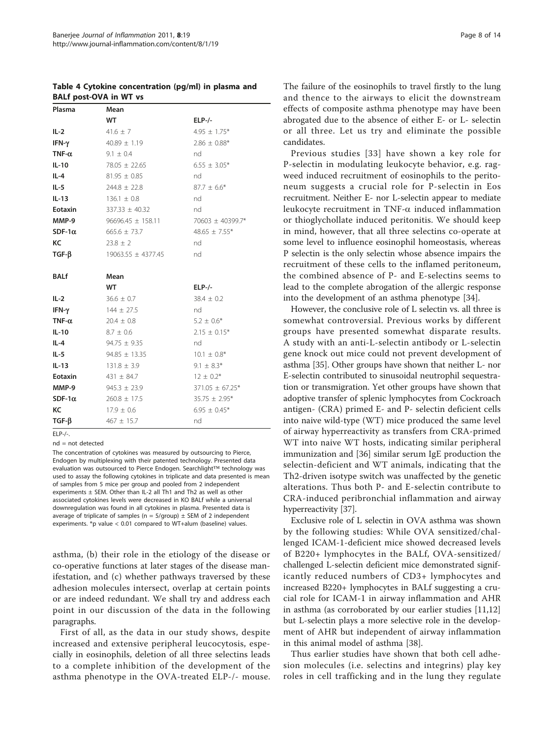**Table 4 Cytokine concentration (pg/ml) in plasma and BALf post-OVA in WT vs**

| Plasma | Mean | |
|---|---|---|
| | WT | ELP-/- |
| IL-2 | 41.6 ± 7 | 4.95 ± 1.75* |
| IFN-γ | 40.89 ± 1.19 | 2.86 ± 0.88* |
| TNF-α | 9.1 ± 0.4 | nd |
| IL-10 | 78.05 ± 22.65 | 6.55 ± 3.05* |
| IL-4 | 81.95 ± 0.85 | nd |
| IL-5 | 244.8 ± 22.8 | 87.7 ± 6.6* |
| IL-13 | 136.1 ± 0.8 | nd |
| Eotaxin | 337.33 ± 40.32 | nd |
| MMP-9 | 96696.45 ± 158.11 | 70603 ± 40399.7* |
| SDF-1α | 665.6 ± 73.7 | 48.65 ± 7.55* |
| KC | 23.8 ± 2 | nd |
| TGF-β | 19063.55 ± 4377.45 | nd |
| **BALf** | **Mean** | |
| | WT | ELP-/- |
| IL-2 | 36.6 ± 0.7 | 38.4 ± 0.2 |
| IFN-γ | 144 ± 27.5 | nd |
| TNF-α | 20.4 ± 0.8 | 5.2 ± 0.6* |
| IL-10 | 8.7 ± 0.6 | 2.15 ± 0.15* |
| IL-4 | 94.75 ± 9.35 | nd |
| IL-5 | 94.85 ± 13.35 | 10.1 ± 0.8* |
| IL-13 | 131.8 ± 3.9 | 9.1 ± 8.3* |
| Eotaxin | 431 ± 84.7 | 12 ± 0.2* |
| MMP-9 | 945.3 ± 23.9 | 371.05 ± 67.25* |
| SDF-1α | 260.8 ± 17.5 | 35.75 ± 2.95* |
| KC | 17.9 ± 0.6 | 6.95 ± 0.45* |
| TGF-β | 467 ± 15.7 | nd |

ELP-/-.

nd = not detected

The concentration of cytokines was measured by outsourcing to Pierce, Endogen by multiplexing with their patented technology. Presented data evaluation was outsourced to Pierce Endogen. Searchlight™ technology was used to assay the following cytokines in triplicate and data presented is mean of samples from 5 mice per group and pooled from 2 independent experiments ± SEM. Other than IL-2 all Th1 and Th2 as well as other associated cytokines levels were decreased in KO BALf while a universal downregulation was found in all cytokines in plasma. Presented data is average of triplicate of samples (n = 5/group) ± SEM of 2 independent experiments. *p value < 0.01 compared to WT+alum (baseline) values.

asthma, (b) their role in the etiology of the disease or co-operative functions at later stages of the disease manifestation, and (c) whether pathways traversed by these adhesion molecules intersect, overlap at certain points or are indeed redundant. We shall try and address each point in our discussion of the data in the following paragraphs.

First of all, as the data in our study shows, despite increased and extensive peripheral leucocytosis, especially in eosinophils, deletion of all three selectins leads to a complete inhibition of the development of the asthma phenotype in the OVA-treated ELP-/- mouse. The failure of the eosinophils to travel firstly to the lung and thence to the airways to elicit the downstream effects of composite asthma phenotype may have been abrogated due to the absence of either E- or L- selectin or all three. Let us try and eliminate the possible candidates.

Previous studies [33] have shown a key role for P-selectin in modulating leukocyte behavior, e.g. ragweed induced recruitment of eosinophils to the peritoneum suggests a crucial role for P-selectin in Eos recruitment. Neither E- nor L-selectin appear to mediate leukocyte recruitment in TNF-α induced inflammation or thioglychollate induced peritonitis. We should keep in mind, however, that all three selectins co-operate at some level to influence eosinophil homeostasis, whereas P selectin is the only selectin whose absence impairs the recruitment of these cells to the inflamed peritoneum, the combined absence of P- and E-selectins seems to lead to the complete abrogation of the allergic response into the development of an asthma phenotype [34].

However, the conclusive role of L selectin vs. all three is somewhat controversial. Previous works by different groups have presented somewhat disparate results. A study with an anti-L-selectin antibody or L-selectin gene knock out mice could not prevent development of asthma [35]. Other groups have shown that neither L- nor E-selectin contributed to sinusoidal neutrophil sequestration or transmigration. Yet other groups have shown that adoptive transfer of splenic lymphocytes from Cockroach antigen- (CRA) primed E- and P- selectin deficient cells into naive wild-type (WT) mice produced the same level of airway hyperreactivity as transfers from CRA-primed WT into naive WT hosts, indicating similar peripheral immunization and [36] similar serum IgE production the selectin-deficient and WT animals, indicating that the Th2-driven isotype switch was unaffected by the genetic alterations. Thus both P- and E-selectin contribute to CRA-induced peribronchial inflammation and airway hyperreactivity [37].

Exclusive role of L selectin in OVA asthma was shown by the following studies: While OVA sensitized/challenged ICAM-1-deficient mice showed decreased levels of B220+ lymphocytes in the BALf, OVA-sensitized/challenged L-selectin deficient mice demonstrated significantly reduced numbers of CD3+ lymphocytes and increased B220+ lymphocytes in BALf suggesting a crucial role for ICAM-1 in airway inflammation and AHR in asthma (as corroborated by our earlier studies [11,12] but L-selectin plays a more selective role in the development of AHR but independent of airway inflammation in this animal model of asthma [38].

Thus earlier studies have shown that both cell adhesion molecules (i.e. selectins and integrins) play key roles in cell trafficking and in the lung they regulate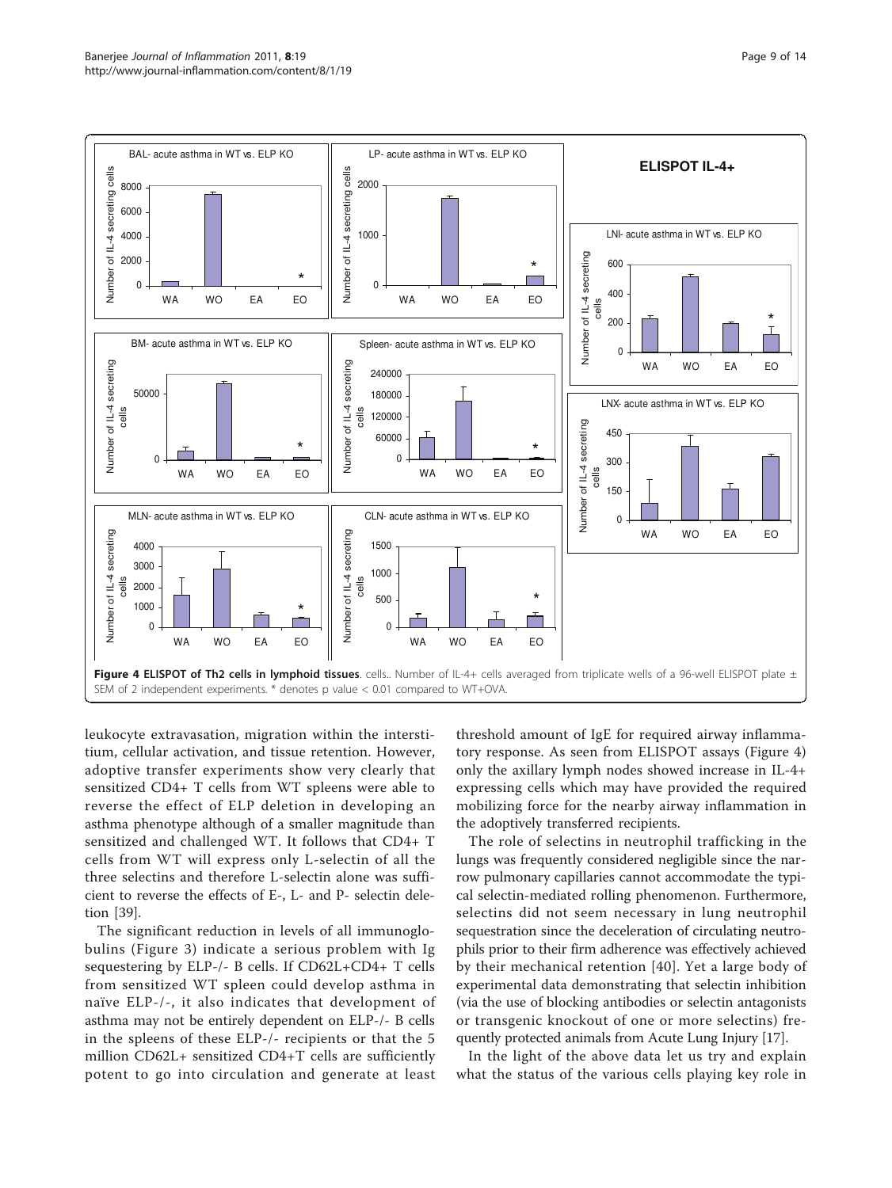**Figure 4 ELISPOT of Th2 cells in lymphoid tissues**. cells.. Number of IL-4+ cells averaged from triplicate wells of a 96-well ELISPOT plate ± SEM of 2 independent experiments. * denotes p value < 0.01 compared to WT+OVA.

leukocyte extravasation, migration within the interstitium, cellular activation, and tissue retention. However, adoptive transfer experiments show very clearly that sensitized CD4+ T cells from WT spleens were able to reverse the effect of ELP deletion in developing an asthma phenotype although of a smaller magnitude than sensitized and challenged WT. It follows that CD4+ T cells from WT will express only L-selectin of all the three selectins and therefore L-selectin alone was sufficient to reverse the effects of E-, L- and P- selectin deletion [39].

The significant reduction in levels of all immunoglobulins (Figure 3) indicate a serious problem with Ig sequestering by ELP-/- B cells. If CD62L+CD4+ T cells from sensitized WT spleen could develop asthma in naïve ELP-/-, it also indicates that development of asthma may not be entirely dependent on ELP-/- B cells in the spleens of these ELP-/- recipients or that the 5 million CD62L+ sensitized CD4+T cells are sufficiently potent to go into circulation and generate at least threshold amount of IgE for required airway inflammatory response. As seen from ELISPOT assays (Figure 4) only the axillary lymph nodes showed increase in IL-4+ expressing cells which may have provided the required mobilizing force for the nearby airway inflammation in the adoptively transferred recipients.

The role of selectins in neutrophil trafficking in the lungs was frequently considered negligible since the narrow pulmonary capillaries cannot accommodate the typical selectin-mediated rolling phenomenon. Furthermore, selectins did not seem necessary in lung neutrophil sequestration since the deceleration of circulating neutrophils prior to their firm adherence was effectively achieved by their mechanical retention [40]. Yet a large body of experimental data demonstrating that selectin inhibition (via the use of blocking antibodies or selectin antagonists or transgenic knockout of one or more selectins) frequently protected animals from Acute Lung Injury [17].

In the light of the above data let us try and explain what the status of the various cells playing key role in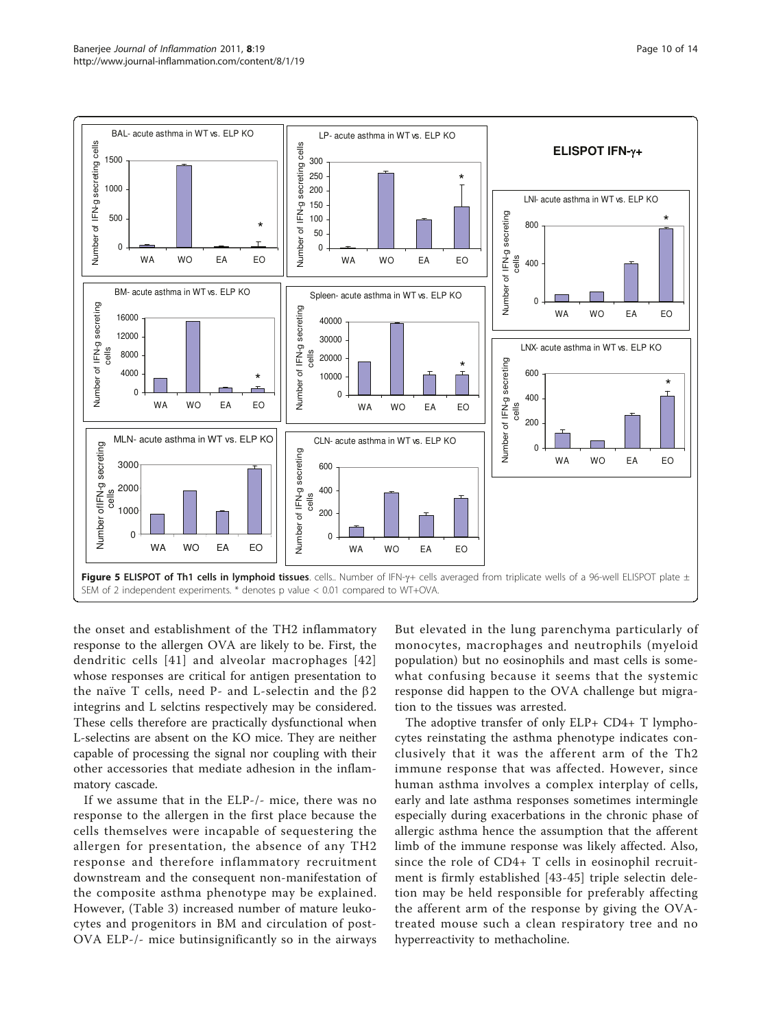**Figure 5 ELISPOT of Th1 cells in lymphoid tissues**. cells.. Number of IFN-γ+ cells averaged from triplicate wells of a 96-well ELISPOT plate ± SEM of 2 independent experiments. * denotes p value < 0.01 compared to WT+OVA.

the onset and establishment of the TH2 inflammatory response to the allergen OVA are likely to be. First, the dendritic cells [41] and alveolar macrophages [42] whose responses are critical for antigen presentation to the naïve T cells, need P- and L-selectin and the β2 integrins and L selctins respectively may be considered. These cells therefore are practically dysfunctional when L-selectins are absent on the KO mice. They are neither capable of processing the signal nor coupling with their other accessories that mediate adhesion in the inflammatory cascade.

If we assume that in the ELP-/- mice, there was no response to the allergen in the first place because the cells themselves were incapable of sequestering the allergen for presentation, the absence of any TH2 response and therefore inflammatory recruitment downstream and the consequent non-manifestation of the composite asthma phenotype may be explained. However, (Table 3) increased number of mature leukocytes and progenitors in BM and circulation of post-OVA ELP-/- mice butinsignificantly so in the airways But elevated in the lung parenchyma particularly of monocytes, macrophages and neutrophils (myeloid population) but no eosinophils and mast cells is somewhat confusing because it seems that the systemic response did happen to the OVA challenge but migration to the tissues was arrested.

The adoptive transfer of only ELP+ CD4+ T lymphocytes reinstating the asthma phenotype indicates conclusively that it was the afferent arm of the Th2 immune response that was affected. However, since human asthma involves a complex interplay of cells, early and late asthma responses sometimes intermingle especially during exacerbations in the chronic phase of allergic asthma hence the assumption that the afferent limb of the immune response was likely affected. Also, since the role of CD4+ T cells in eosinophil recruitment is firmly established [43-45] triple selectin deletion may be held responsible for preferably affecting the afferent arm of the response by giving the OVA-treated mouse such a clean respiratory tree and no hyperreactivity to methacholine.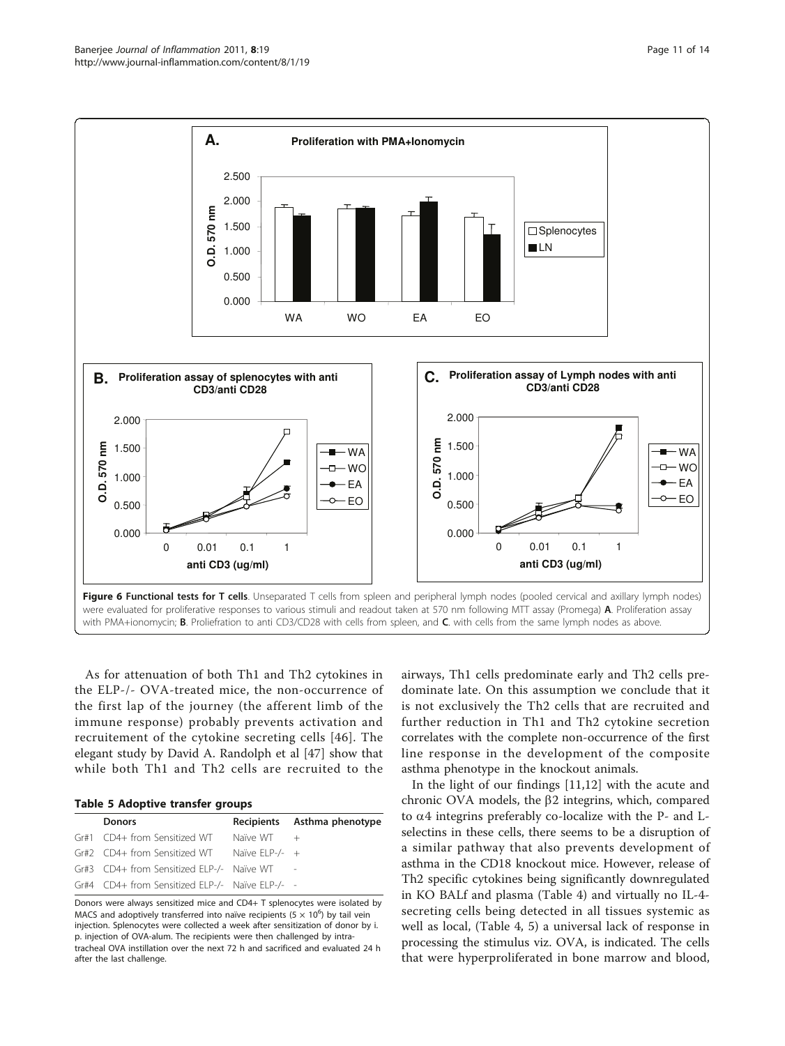**Figure 6 Functional tests for T cells**. Unseparated T cells from spleen and peripheral lymph nodes (pooled cervical and axillary lymph nodes) were evaluated for proliferative responses to various stimuli and readout taken at 570 nm following MTT assay (Promega) **A**. Proliferation assay with PMA+ionomycin; **B**. Proliefration to anti CD3/CD28 with cells from spleen, and **C**. with cells from the same lymph nodes as above.

As for attenuation of both Th1 and Th2 cytokines in the ELP-/- OVA-treated mice, the non-occurrence of the first lap of the journey (the afferent limb of the immune response) probably prevents activation and recruitement of the cytokine secreting cells [46]. The elegant study by David A. Randolph et al [47] show that while both Th1 and Th2 cells are recruited to the airways, Th1 cells predominate early and Th2 cells predominate late. On this assumption we conclude that it is not exclusively the Th2 cells that are recruited and further reduction in Th1 and Th2 cytokine secretion correlates with the complete non-occurrence of the first line response in the development of the composite asthma phenotype in the knockout animals.

**Table 5 Adoptive transfer groups**

| | Donors | Recipients | Asthma phenotype |
|---|---|---|---|
| Gr#1 | CD4+ from Sensitized WT | Naïve WT | + |
| Gr#2 | CD4+ from Sensitized WT | Naïve ELP-/- | + |
| Gr#3 | CD4+ from Sensitized ELP-/- | Naïve WT | - |
| Gr#4 | CD4+ from Sensitized ELP-/- | Naïve ELP-/- | - |

Donors were always sensitized mice and CD4+ T splenocytes were isolated by MACS and adoptively transferred into naïve recipients ($5 \times 10^6$) by tail vein injection. Splenocytes were collected a week after sensitization of donor by i. p. injection of OVA-alum. The recipients were then challenged by intra-tracheal OVA instillation over the next 72 h and sacrificed and evaluated 24 h after the last challenge.

In the light of our findings [11,12] with the acute and chronic OVA models, the $\beta 2$ integrins, which, compared to $\alpha 4$ integrins preferably co-localize with the P- and L-selectins in these cells, there seems to be a disruption of a similar pathway that also prevents development of asthma in the CD18 knockout mice. However, release of Th2 specific cytokines being significantly downregulated in KO BALf and plasma (Table 4) and virtually no IL-4-secreting cells being detected in all tissues systemic as well as local, (Table 4, 5) a universal lack of response in processing the stimulus viz. OVA, is indicated. The cells that were hyperproliferated in bone marrow and blood,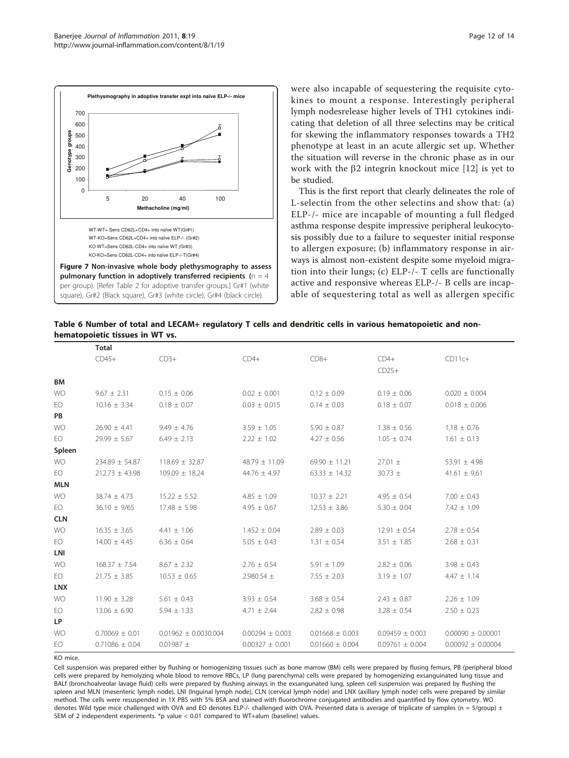Figure 7 Non-invasive whole body plethysmography to assess pulmonary function in adoptively transferred recipients. (n = 4 per group). [Refer Table 2 for adoptive transfer groups.] Gr#1 (white square), Gr#2 (Black square), Gr#3 (white circle), Gr#4 (black circle).

were also incapable of sequestering the requisite cytokines to mount a response. Interestingly peripheral lymph nodesrelease higher levels of TH1 cytokines indicating that deletion of all three selectins may be critical for skewing the inflammatory responses towards a TH2 phenotype at least in an acute allergic set up. Whether the situation will reverse in the chronic phase as in our work with the β2 integrin knockout mice [12] is yet to be studied.

This is the first report that clearly delineates the role of L-selectin from the other selectins and show that: (a) ELP-/- mice are incapable of mounting a full fledged asthma response despite impressive peripheral leukocytosis possibly due to a failure to sequester initial response to allergen exposure; (b) inflammatory response in airways is almost non-existent despite some myeloid migration into their lungs; (c) ELP-/- T cells are functionally active and responsive whereas ELP-/- B cells are incapable of sequestering total as well as allergen specific

**Table 6 Number of total and LECAM+ regulatory T cells and dendritic cells in various hematopoietic and non-hematopoietic tissues in WT vs. KO mice.**

| | Total | | | | | |
|---|---|---|---|---|---|---|
| | CD45+ | CD3+ | CD4+ | CD8+ | CD4+ CD25+ | CD11c+ |
| **BM** | | | | | | |
| WO | 9.67 ± 2.31 | 0.15 ± 0.06 | 0.02 ± 0.001 | 0.12 ± 0.09 | 0.19 ± 0.06 | 0.020 ± 0.004 |
| EO | 10.16 ± 3.34 | 0.18 ± 0.07 | 0.03 ± 0.015 | 0.14 ± 0.03 | 0.18 ± 0.07 | 0.018 ± 0.006 |
| **PB** | | | | | | |
| WO | 26.90 ± 4.41 | 9.49 ± 4.76 | 3.59 ± 1.05 | 5.90 ± 0.87 | 1.38 ± 0.56 | 1.18 ± 0.76 |
| EO | 29.99 ± 5.67 | 6.49 ± 2.13 | 2.22 ± 1.02 | 4.27 ± 0.56 | 1.05 ± 0.74 | 1.61 ± 0.13 |
| **Spleen** | | | | | | |
| WO | 234.89 ± 54.87 | 118.69 ± 32.87 | 48.79 ± 11.09 | 69.90 ± 11.21 | 27.01 ± | 53.91 ± 4.98 |
| EO | 212.73 ± 43.98 | 109.09 ± 18.24 | 44.76 ± 4.97 | 63.33 ± 14.32 | 30.73 ± | 41.61 ± 9,61 |
| **MLN** | | | | | | |
| WO | 38.74 ± 4.73 | 15.22 ± 5.52 | 4.85 ± 1.09 | 10.37 ± 2.21 | 4.95 ± 0.54 | 7.00 ± 0.43 |
| EO | 36.10 ± 9/65 | 17.48 ± 5.98 | 4.95 ± 0.67 | 12.53 ± 3.86 | 5.30 ± 0.04 | 7.42 ± 1.09 |
| **CLN** | | | | | | |
| WO | 16.35 ± 3.65 | 4.41 ± 1.06 | 1.452 ± 0.04 | 2.89 ± 0.03 | 12.91 ± 0.54 | 2.78 ± 0.54 |
| EO | 14.00 ± 4.45 | 6.36 ± 0.64 | 5.05 ± 0.43 | 1.31 ± 0.54 | 3.51 ± 1.85 | 2.68 ± 0.31 |
| **LNI** | | | | | | |
| WO | 168.37 ± 7.54 | 8.67 ± 2.32 | 2.76 ± 0.54 | 5.91 ± 1.09 | 2.82 ± 0.06 | 3.98 ± 0.43 |
| EO | 21.75 ± 3.85 | 10.53 ± 0.65 | 2.980.54 ± | 7.55 ± 2.03 | 3.19 ± 1.07 | 4.47 ± 1.14 |
| **LNX** | | | | | | |
| WO | 11.90 ± 3.28 | 5.61 ± 0.43 | 3.93 ± 0.54 | 3.68 ± 0.54 | 2.43 ± 0.87 | 2.26 ± 1.09 |
| EO | 13.06 ± 6.90 | 5.94 ± 1.33 | 4.71 ± 2.44 | 2.82 ± 0.98 | 3.28 ± 0.54 | 2.50 ± 0.23 |
| **LP** | | | | | | |
| WO | 0.70069 ± 0.01 | 0.01962 ± 0.0030.004 | 0.00294 ± 0.003 | 0.01668 ± 0.003 | 0.09459 ± 0.003 | 0.00090 ± 0.00001 |
| EO | 0.71086 ± 0.04 | 0.01987 ± | 0.00327 ± 0.001 | 0.01660 ± 0.004 | 0.09761 ± 0.004 | 0.00092 ± 0.00004 |

Cell suspension was prepared either by flushing or homogenizing tissues such as bone marrow (BM) cells were prepared by flusing femurs, PB (peripheral blood cells were prepared by hemolyzing whole blood to remove RBCs, LP (lung parenchyma) cells were prepared by homogenizing exsanguinated lung tissue and BALf (bronchoalveolar lavage fluid) cells were prepared by flushing airways in the exsangunated lung, spleen cell suspension was prepared by flushing the spleen and MLN (mesenteric lymph node), LNI (Inguinal lymph node), CLN (cervical lymph node) and LNX (axillary lymph node) cells were prepared by similar method. The cells were resuspended in 1X PBS with 5% BSA and stained with fluorochrome conjugated antibodies and quantified by flow cytometry. WO denotes Wild type mice challenged with OVA and EO denotes ELP-/- challenged with OVA. Presented data is average of triplicate of samples (n = 5/group) ± SEM of 2 independent experiments. *p value < 0.01 compared to WT+alum (baseline) values.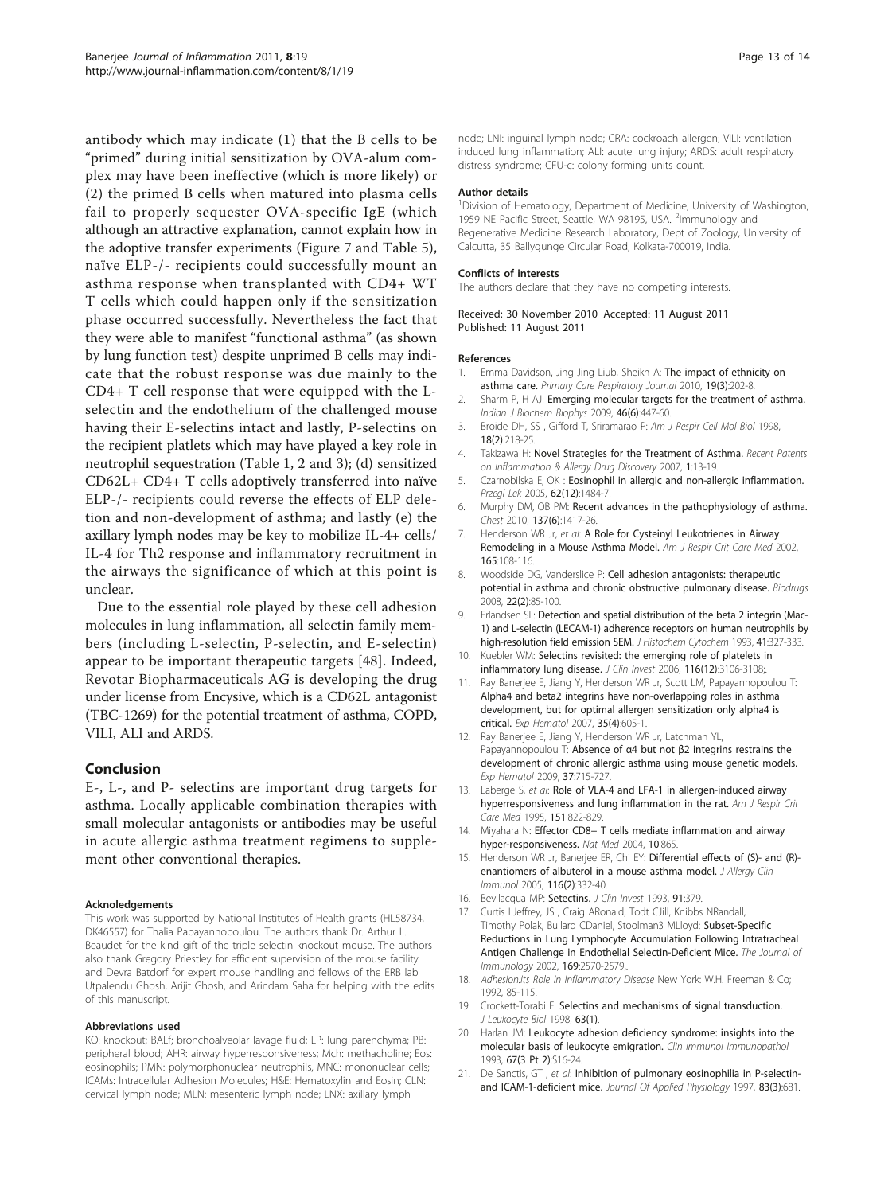antibody which may indicate (1) that the B cells to be "primed" during initial sensitization by OVA-alum complex may have been ineffective (which is more likely) or (2) the primed B cells when matured into plasma cells fail to properly sequester OVA-specific IgE (which although an attractive explanation, cannot explain how in the adoptive transfer experiments (Figure 7 and Table 5), naïve ELP-/- recipients could successfully mount an asthma response when transplanted with CD4+ WT T cells which could happen only if the sensitization phase occurred successfully. Nevertheless the fact that they were able to manifest "functional asthma" (as shown by lung function test) despite unprimed B cells may indicate that the robust response was due mainly to the CD4+ T cell response that were equipped with the L-selectin and the endothelium of the challenged mouse having their E-selectins intact and lastly, P-selectins on the recipient platlets which may have played a key role in neutrophil sequestration (Table 1, 2 and 3); (d) sensitized CD62L+ CD4+ T cells adoptively transferred into naïve ELP-/- recipients could reverse the effects of ELP deletion and non-development of asthma; and lastly (e) the axillary lymph nodes may be key to mobilize IL-4+ cells/IL-4 for Th2 response and inflammatory recruitment in the airways the significance of which at this point is unclear.

Due to the essential role played by these cell adhesion molecules in lung inflammation, all selectin family members (including L-selectin, P-selectin, and E-selectin) appear to be important therapeutic targets [48]. Indeed, Revotar Biopharmaceuticals AG is developing the drug under license from Encysive, which is a CD62L antagonist (TBC-1269) for the potential treatment of asthma, COPD, VILI, ALI and ARDS.

## Conclusion

E-, L-, and P- selectins are important drug targets for asthma. Locally applicable combination therapies with small molecular antagonists or antibodies may be useful in acute allergic asthma treatment regimens to supplement other conventional therapies.

#### Acknoledgements

This work was supported by National Institutes of Health grants (HL58734, DK46557) for Thalia Papayannopoulou. The authors thank Dr. Arthur L. Beaudet for the kind gift of the triple selectin knockout mouse. The authors also thank Gregory Priestley for efficient supervision of the mouse facility and Devra Batdorf for expert mouse handling and fellows of the ERB lab Utpalendu Ghosh, Arijit Ghosh, and Arindam Saha for helping with the edits of this manuscript.

#### Abbreviations used

KO: knockout; BALf; bronchoalveolar lavage fluid; LP: lung parenchyma; PB: peripheral blood; AHR: airway hyperresponsiveness; Mch: methacholine; Eos: eosinophils; PMN: polymorphonuclear neutrophils, MNC: mononuclear cells; ICAMs: Intracellular Adhesion Molecules; H&E: Hematoxylin and Eosin; CLN: cervical lymph node; MLN: mesenteric lymph node; LNX: axillary lymph node; LNI: inguinal lymph node; CRA: cockroach allergen; VILI: ventilation induced lung inflammation; ALI: acute lung injury; ARDS: adult respiratory distress syndrome; CFU-c: colony forming units count.

#### Author details

[1]Division of Hematology, Department of Medicine, University of Washington, 1959 NE Pacific Street, Seattle, WA 98195, USA. [2]Immunology and Regenerative Medicine Research Laboratory, Dept of Zoology, University of Calcutta, 35 Ballygunge Circular Road, Kolkata-700019, India.

#### Conflicts of interests

The authors declare that they have no competing interests.

Received: 30 November 2010 Accepted: 11 August 2011
Published: 11 August 2011

#### References

1. Emma Davidson, Jing Jing Liub, Sheikh A: **The impact of ethnicity on asthma care.** *Primary Care Respiratory Journal* 2010, **19(3)**:202-8.
2. Sharm P, H AJ: **Emerging molecular targets for the treatment of asthma.** *Indian J Biochem Biophys* 2009, **46(6)**:447-60.
3. Broide DH, SS , Gifford T, Sriramarao P: *Am J Respir Cell Mol Biol* 1998, **18(2)**:218-25.
4. Takizawa H: **Novel Strategies for the Treatment of Asthma.** *Recent Patents on Inflammation & Allergy Drug Discovery* 2007, **1**:13-19.
5. Czarnobilska E, OK : **Eosinophil in allergic and non-allergic inflammation.** *Przegl Lek* 2005, **62(12)**:1484-7.
6. Murphy DM, OB PM: **Recent advances in the pathophysiology of asthma.** *Chest* 2010, **137(6)**:1417-26.
7. Henderson WR Jr, *et al*: **A Role for Cysteinyl Leukotrienes in Airway Remodeling in a Mouse Asthma Model.** *Am J Respir Crit Care Med* 2002, **165**:108-116.
8. Woodside DG, Vanderslice P: **Cell adhesion antagonists: therapeutic potential in asthma and chronic obstructive pulmonary disease.** *Biodrugs* 2008, **22(2)**:85-100.
9. Erlandsen SL: **Detection and spatial distribution of the beta 2 integrin (Mac-1) and L-selectin (LECAM-1) adherence receptors on human neutrophils by high-resolution field emission SEM.** *J Histochem Cytochem* 1993, **41**:327-333.
10. Kuebler WM: **Selectins revisited: the emerging role of platelets in inflammatory lung disease.** *J Clin Invest* 2006, **116(12)**:3106-3108;.
11. Ray Banerjee E, Jiang Y, Henderson WR Jr, Scott LM, Papayannopoulou T: **Alpha4 and beta2 integrins have non-overlapping roles in asthma development, but for optimal allergen sensitization only alpha4 is critical.** *Exp Hematol* 2007, **35(4)**:605-1.
12. Ray Banerjee E, Jiang Y, Henderson WR Jr, Latchman YL, Papayannopoulou T: **Absence of α4 but not β2 integrins restrains the development of chronic allergic asthma using mouse genetic models.** *Exp Hematol* 2009, **37**:715-727.
13. Laberge S, *et al*: **Role of VLA-4 and LFA-1 in allergen-induced airway hyperresponsiveness and lung inflammation in the rat.** *Am J Respir Crit Care Med* 1995, **151**:822-829.
14. Miyahara N: **Effector CD8+ T cells mediate inflammation and airway hyper-responsiveness.** *Nat Med* 2004, **10**:865.
15. Henderson WR Jr, Banerjee ER, Chi EY: **Differential effects of (S)- and (R)-enantiomers of albuterol in a mouse asthma model.** *J Allergy Clin Immunol* 2005, **116(2)**:332-40.
16. Bevilacqua MP: **Setectins.** *J Clin Invest* 1993, **91**:379.
17. Curtis LJeffrey, JS , Craig ARonald, Todt CJill, Knibbs NRandall, Timothy Polak, Bullard CDaniel, Stoolman3 MLloyd: **Subset-Specific Reductions in Lung Lymphocyte Accumulation Following Intratracheal Antigen Challenge in Endothelial Selectin-Deficient Mice.** *The Journal of Immunology* 2002, **169**:2570-2579,.
18. *Adhesion:Its Role In Inflammatory Disease* New York: W.H. Freeman & Co; 1992, 85-115.
19. Crockett-Torabi E: **Selectins and mechanisms of signal transduction.** *J Leukocyte Biol* 1998, **63(1)**.
20. Harlan JM: **Leukocyte adhesion deficiency syndrome: insights into the molecular basis of leukocyte emigration.** *Clin Immunol Immunopathol* 1993, **67(3 Pt 2)**:S16-24.
21. De Sanctis, GT , *et al*: **Inhibition of pulmonary eosinophilia in P-selectin- and ICAM-1-deficient mice.** *Journal Of Applied Physiology* 1997, **83(3)**:681.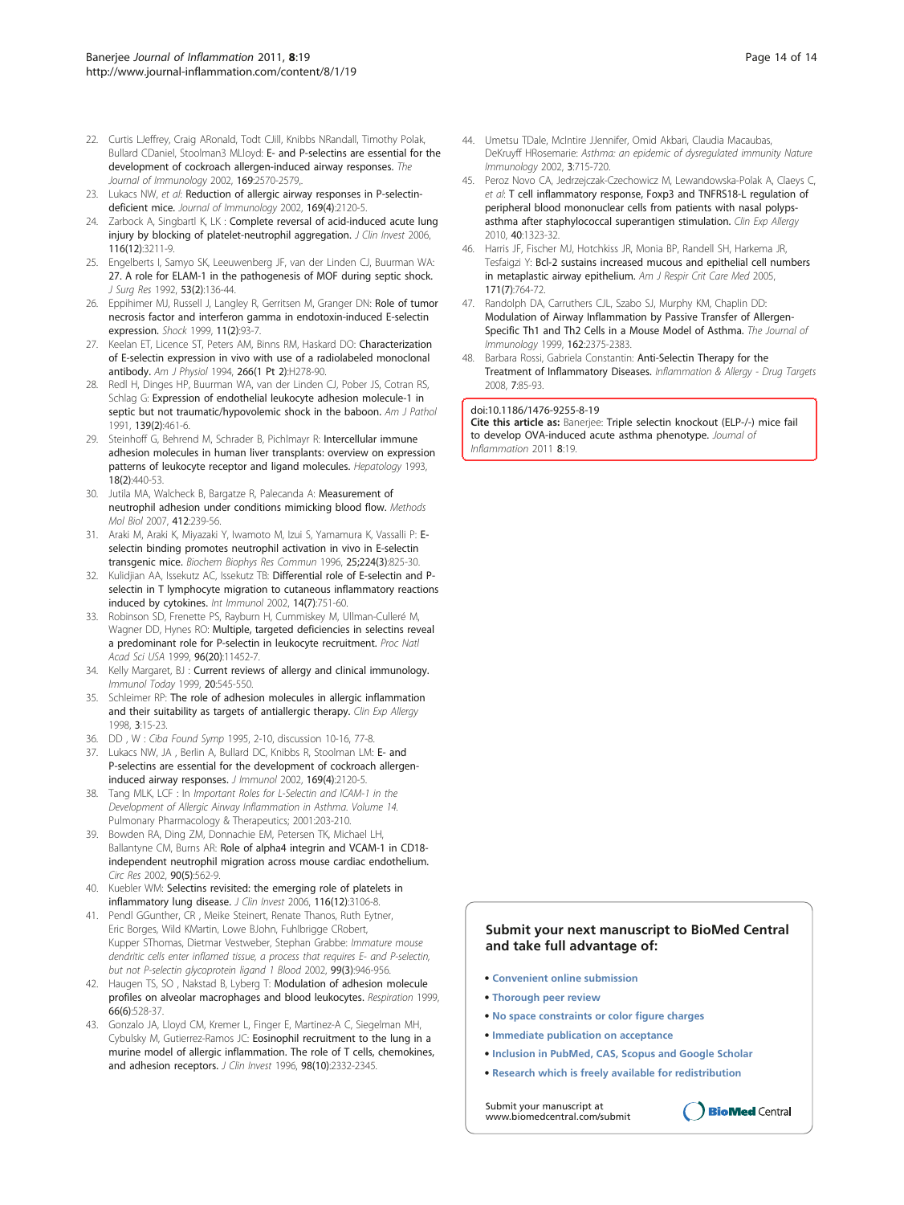22. Curtis LJeffrey, Craig ARonald, Todt CJill, Knibbs NRandall, Timothy Polak, Bullard CDaniel, Stoolman3 MLloyd: **E- and P-selectins are essential for the development of cockroach allergen-induced airway responses.** *The Journal of Immunology* 2002, **169**:2570-2579,.
23. Lukacs NW, *et al*: **Reduction of allergic airway responses in P-selectin-deficient mice.** *Journal of Immunology* 2002, **169(4)**:2120-5.
24. Zarbock A, Singbartl K, LK : **Complete reversal of acid-induced acute lung injury by blocking of platelet-neutrophil aggregation.** *J Clin Invest* 2006, **116(12)**:3211-9.
25. Engelberts I, Samyo SK, Leeuwenberg JF, van der Linden CJ, Buurman WA: **27. A role for ELAM-1 in the pathogenesis of MOF during septic shock.** *J Surg Res* 1992, **53(2)**:136-44.
26. Eppihimer MJ, Russell J, Langley R, Gerritsen M, Granger DN: **Role of tumor necrosis factor and interferon gamma in endotoxin-induced E-selectin expression.** *Shock* 1999, **11(2)**:93-7.
27. Keelan ET, Licence ST, Peters AM, Binns RM, Haskard DO: **Characterization of E-selectin expression in vivo with use of a radiolabeled monoclonal antibody.** *Am J Physiol* 1994, **266(1 Pt 2)**:H278-90.
28. Redl H, Dinges HP, Buurman WA, van der Linden CJ, Pober JS, Cotran RS, Schlag G: **Expression of endothelial leukocyte adhesion molecule-1 in septic but not traumatic/hypovolemic shock in the baboon.** *Am J Pathol* 1991, **139(2)**:461-6.
29. Steinhoff G, Behrend M, Schrader B, Pichlmayr R: **Intercellular immune adhesion molecules in human liver transplants: overview on expression patterns of leukocyte receptor and ligand molecules.** *Hepatology* 1993, **18(2)**:440-53.
30. Jutila MA, Walcheck B, Bargatze R, Palecanda A: **Measurement of neutrophil adhesion under conditions mimicking blood flow.** *Methods Mol Biol* 2007, **412**:239-56.
31. Araki M, Araki K, Miyazaki Y, Iwamoto M, Izui S, Yamamura K, Vassalli P: **E-selectin binding promotes neutrophil activation in vivo in E-selectin transgenic mice.** *Biochem Biophys Res Commun* 1996, **25;224(3)**:825-30.
32. Kulidjian AA, Issekutz AC, Issekutz TB: **Differential role of E-selectin and P-selectin in T lymphocyte migration to cutaneous inflammatory reactions induced by cytokines.** *Int Immunol* 2002, **14(7)**:751-60.
33. Robinson SD, Frenette PS, Rayburn H, Cummiskey M, Ullman-Culleré M, Wagner DD, Hynes RO: **Multiple, targeted deficiencies in selectins reveal a predominant role for P-selectin in leukocyte recruitment.** *Proc Natl Acad Sci USA* 1999, **96(20)**:11452-7.
34. Kelly Margaret, BJ : **Current reviews of allergy and clinical immunology.** *Immunol Today* 1999, **20**:545-550.
35. Schleimer RP: **The role of adhesion molecules in allergic inflammation and their suitability as targets of antiallergic therapy.** *Clin Exp Allergy* 1998, **3**:15-23.
36. DD , W : *Ciba Found Symp* 1995, 2-10, discussion 10-16, 77-8.
37. Lukacs NW, JA , Berlin A, Bullard DC, Knibbs R, Stoolman LM: **E- and P-selectins are essential for the development of cockroach allergen-induced airway responses.** *J Immunol* 2002, **169(4)**:2120-5.
38. Tang MLK, LCF : In *Important Roles for L-Selectin and ICAM-1 in the Development of Allergic Airway Inflammation in Asthma. Volume 14.* Pulmonary Pharmacology & Therapeutics; 2001:203-210.
39. Bowden RA, Ding ZM, Donnachie EM, Petersen TK, Michael LH, Ballantyne CM, Burns AR: **Role of alpha4 integrin and VCAM-1 in CD18-independent neutrophil migration across mouse cardiac endothelium.** *Circ Res* 2002, **90(5)**:562-9.
40. Kuebler WM: **Selectins revisited: the emerging role of platelets in inflammatory lung disease.** *J Clin Invest* 2006, **116(12)**:3106-8.
41. Pendl GGunther, CR , Meike Steinert, Renate Thanos, Ruth Eytner, Eric Borges, Wild KMartin, Lowe BJohn, Fuhlbrigge CRobert, Kupper SThomas, Dietmar Vestweber, Stephan Grabbe: *Immature mouse dendritic cells enter inflamed tissue, a process that requires E- and P-selectin, but not P-selectin glycoprotein ligand 1 Blood* 2002, **99(3)**:946-956.
42. Haugen TS, SO , Nakstad B, Lyberg T: **Modulation of adhesion molecule profiles on alveolar macrophages and blood leukocytes.** *Respiration* 1999, **66(6)**:528-37.
43. Gonzalo JA, Lloyd CM, Kremer L, Finger E, Martinez-A C, Siegelman MH, Cybulsky M, Gutierrez-Ramos JC: **Eosinophil recruitment to the lung in a murine model of allergic inflammation. The role of T cells, chemokines, and adhesion receptors.** *J Clin Invest* 1996, **98(10)**:2332-2345.
44. Umetsu TDale, McIntire JJennifer, Omid Akbari, Claudia Macaubas, DeKruyff HRosemarie: *Asthma: an epidemic of dysregulated immunity Nature Immunology* 2002, **3**:715-720.
45. Peroz Novo CA, Jedrzejczak-Czechowicz M, Lewandowska-Polak A, Claeys C, *et al*: **T cell inflammatory response, Foxp3 and TNFRS18-L regulation of peripheral blood mononuclear cells from patients with nasal polyps-asthma after staphylococcal superantigen stimulation.** *Clin Exp Allergy* 2010, **40**:1323-32.
46. Harris JF, Fischer MJ, Hotchkiss JR, Monia BP, Randell SH, Harkema JR, Tesfaigzi Y: **Bcl-2 sustains increased mucous and epithelial cell numbers in metaplastic airway epithelium.** *Am J Respir Crit Care Med* 2005, **171(7)**:764-72.
47. Randolph DA, Carruthers CJL, Szabo SJ, Murphy KM, Chaplin DD: **Modulation of Airway Inflammation by Passive Transfer of Allergen-Specific Th1 and Th2 Cells in a Mouse Model of Asthma.** *The Journal of Immunology* 1999, **162**:2375-2383.
48. Barbara Rossi, Gabriela Constantin: **Anti-Selectin Therapy for the Treatment of Inflammatory Diseases.** *Inflammation & Allergy - Drug Targets* 2008, **7**:85-93.

doi:10.1186/1476-9255-8-19
**Cite this article as:** Banerjee: Triple selectin knockout (ELP-/-) mice fail to develop OVA-induced acute asthma phenotype. *Journal of Inflammation* 2011 **8**:19.

**Submit your next manuscript to BioMed Central and take full advantage of:**

- Convenient online submission
- Thorough peer review
- No space constraints or color figure charges
- Immediate publication on acceptance
- Inclusion in PubMed, CAS, Scopus and Google Scholar
- Research which is freely available for redistribution

Submit your manuscript at
www.biomedcentral.com/submit

BioMed Central